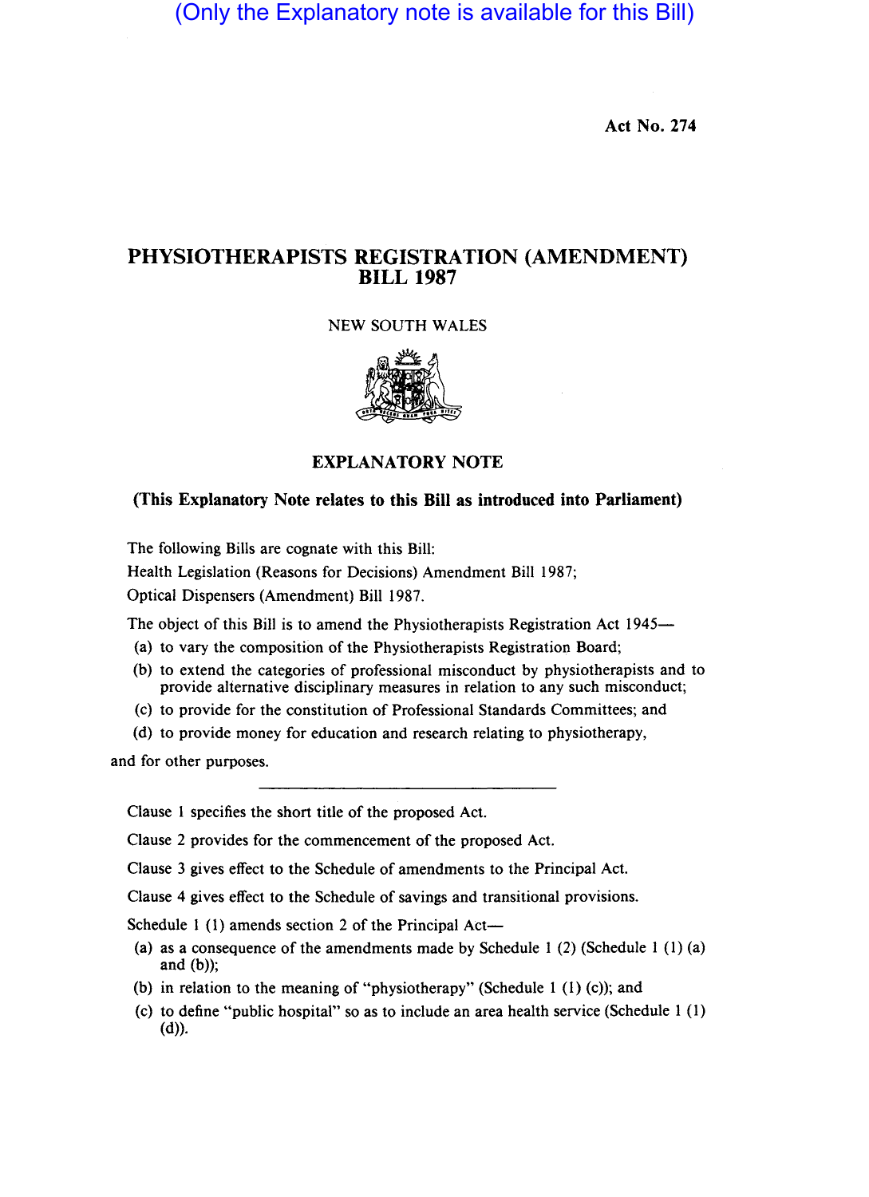(Only the Explanatory note is available for this Bill)

Act No. 274

# PHYSIOTHERAPISTS REGISTRATION (AMENDMENT) BILL 1987

NEW SOUTH WALES

## EXPLANATORY NOTE

**(This Explanatory Note relates to this Bill as introduced into Parliament)**

The following Bills are cognate with this Bill:

Health Legislation (Reasons for Decisions) Amendment Bill 1987;

Optical Dispensers (Amendment) Bill 1987.

The object of this Bill is to amend the Physiotherapists Registration Act 1945—

(a) to vary the composition of the Physiotherapists Registration Board;

(b) to extend the categories of professional misconduct by physiotherapists and to provide alternative disciplinary measures in relation to any such misconduct;

(c) to provide for the constitution of Professional Standards Committees; and

(d) to provide money for education and research relating to physiotherapy,

and for other purposes.

---

Clause 1 specifies the short title of the proposed Act.

Clause 2 provides for the commencement of the proposed Act.

Clause 3 gives effect to the Schedule of amendments to the Principal Act.

Clause 4 gives effect to the Schedule of savings and transitional provisions.

Schedule 1 (1) amends section 2 of the Principal Act—

(a) as a consequence of the amendments made by Schedule 1 (2) (Schedule 1 (1) (a) and (b));

(b) in relation to the meaning of "physiotherapy" (Schedule 1 (1) (c)); and

(c) to define "public hospital" so as to include an area health service (Schedule 1 (1) (d)).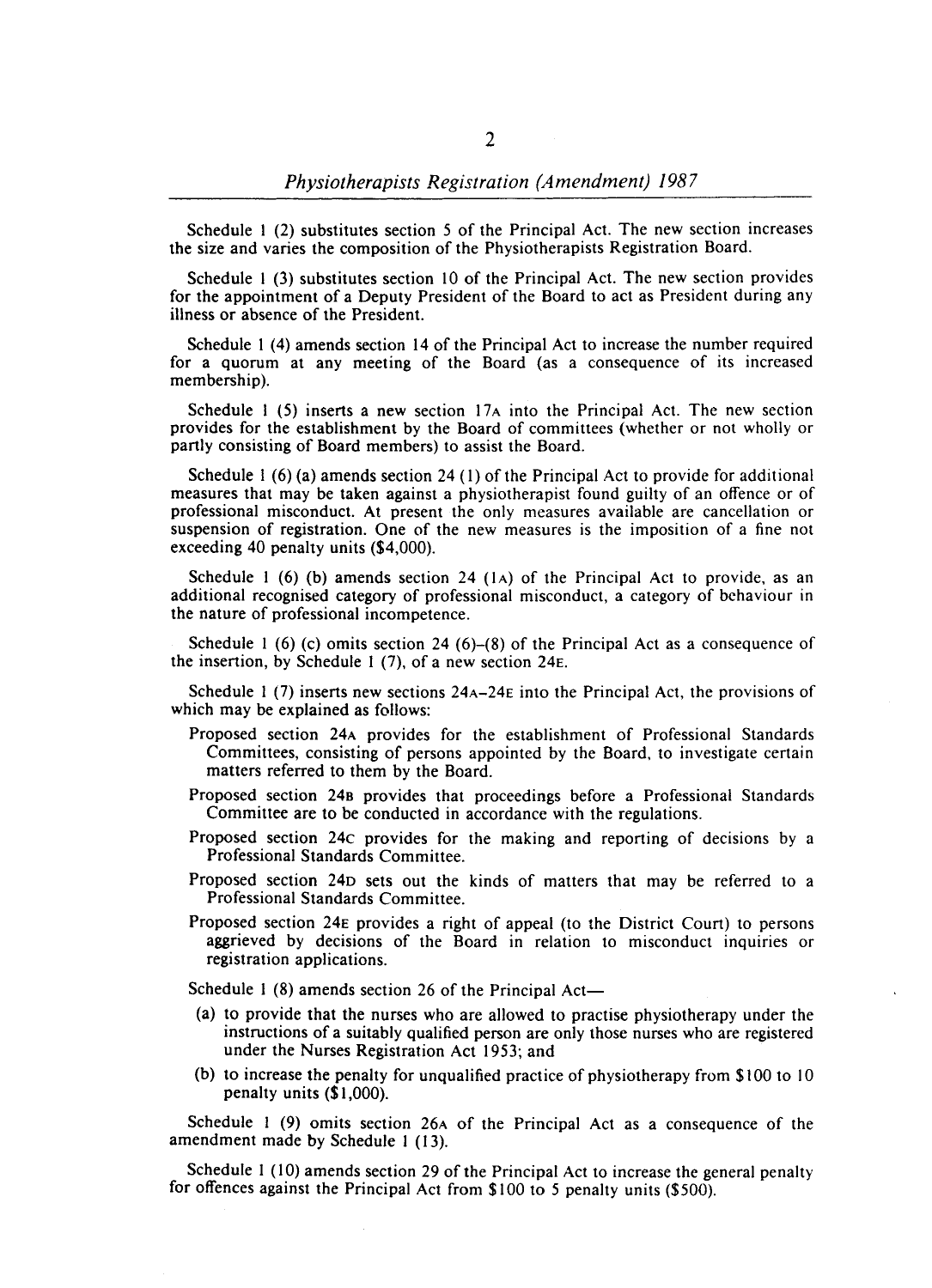Schedule 1 (2) substitutes section 5 of the Principal Act. The new section increases the size and varies the composition of the Physiotherapists Registration Board.

Schedule 1 (3) substitutes section 10 of the Principal Act. The new section provides for the appointment of a Deputy President of the Board to act as President during any illness or absence of the President.

Schedule 1 (4) amends section 14 of the Principal Act to increase the number required for a quorum at any meeting of the Board (as a consequence of its increased membership).

Schedule 1 (5) inserts a new section 17A into the Principal Act. The new section provides for the establishment by the Board of committees (whether or not wholly or partly consisting of Board members) to assist the Board.

Schedule 1 (6) (a) amends section 24 (1) of the Principal Act to provide for additional measures that may be taken against a physiotherapist found guilty of an offence or of professional misconduct. At present the only measures available are cancellation or suspension of registration. One of the new measures is the imposition of a fine not exceeding 40 penalty units ($4,000).

Schedule 1 (6) (b) amends section 24 (1A) of the Principal Act to provide, as an additional recognised category of professional misconduct, a category of behaviour in the nature of professional incompetence.

Schedule 1 (6) (c) omits section 24 (6)–(8) of the Principal Act as a consequence of the insertion, by Schedule 1 (7), of a new section 24E.

Schedule 1 (7) inserts new sections 24A–24E into the Principal Act, the provisions of which may be explained as follows:

- Proposed section 24A provides for the establishment of Professional Standards Committees, consisting of persons appointed by the Board, to investigate certain matters referred to them by the Board.
- Proposed section 24B provides that proceedings before a Professional Standards Committee are to be conducted in accordance with the regulations.
- Proposed section 24C provides for the making and reporting of decisions by a Professional Standards Committee.
- Proposed section 24D sets out the kinds of matters that may be referred to a Professional Standards Committee.
- Proposed section 24E provides a right of appeal (to the District Court) to persons aggrieved by decisions of the Board in relation to misconduct inquiries or registration applications.

Schedule 1 (8) amends section 26 of the Principal Act—

(a) to provide that the nurses who are allowed to practise physiotherapy under the instructions of a suitably qualified person are only those nurses who are registered under the Nurses Registration Act 1953; and

(b) to increase the penalty for unqualified practice of physiotherapy from $100 to 10 penalty units ($1,000).

Schedule 1 (9) omits section 26A of the Principal Act as a consequence of the amendment made by Schedule 1 (13).

Schedule 1 (10) amends section 29 of the Principal Act to increase the general penalty for offences against the Principal Act from $100 to 5 penalty units ($500).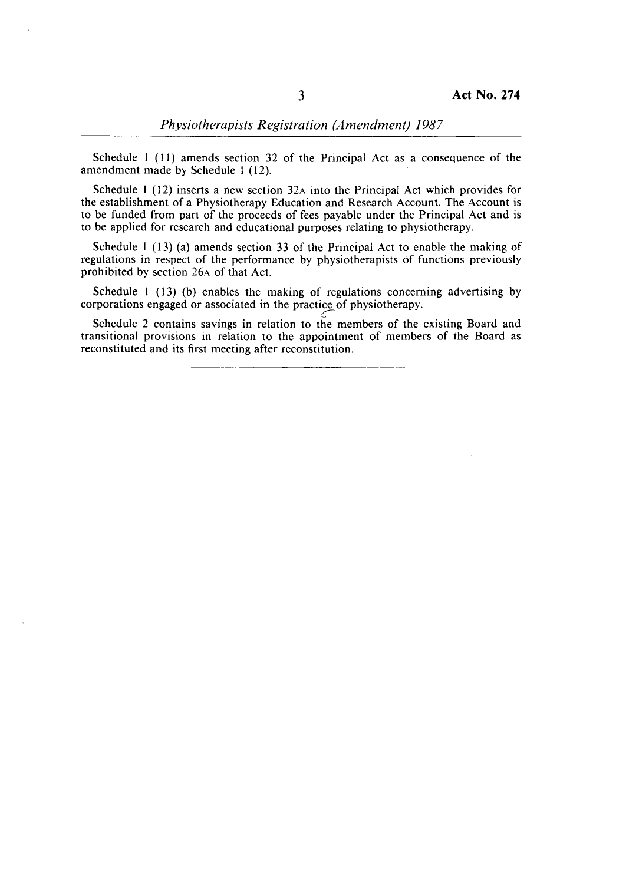Schedule 1 (11) amends section 32 of the Principal Act as a consequence of the amendment made by Schedule 1 (12).

Schedule 1 (12) inserts a new section 32A into the Principal Act which provides for the establishment of a Physiotherapy Education and Research Account. The Account is to be funded from part of the proceeds of fees payable under the Principal Act and is to be applied for research and educational purposes relating to physiotherapy.

Schedule 1 (13) (a) amends section 33 of the Principal Act to enable the making of regulations in respect of the performance by physiotherapists of functions previously prohibited by section 26A of that Act.

Schedule 1 (13) (b) enables the making of regulations concerning advertising by corporations engaged or associated in the practice of physiotherapy.

Schedule 2 contains savings in relation to the members of the existing Board and transitional provisions in relation to the appointment of members of the Board as reconstituted and its first meeting after reconstitution.